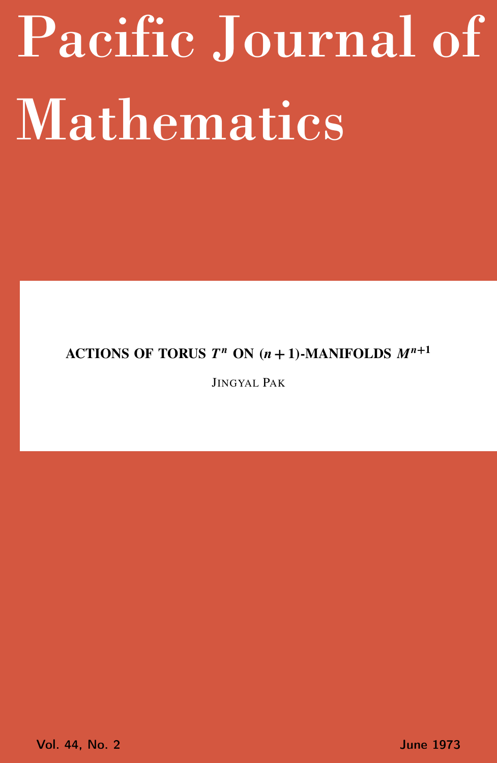# Pacific Journal of Mathematics

**ACTIONS OF TORUS $T^n$ ON $(n+1)$-MANIFOLDS $M^{n+1}$**

JINGYAL PAK

Vol. 44, No. 2 June 1973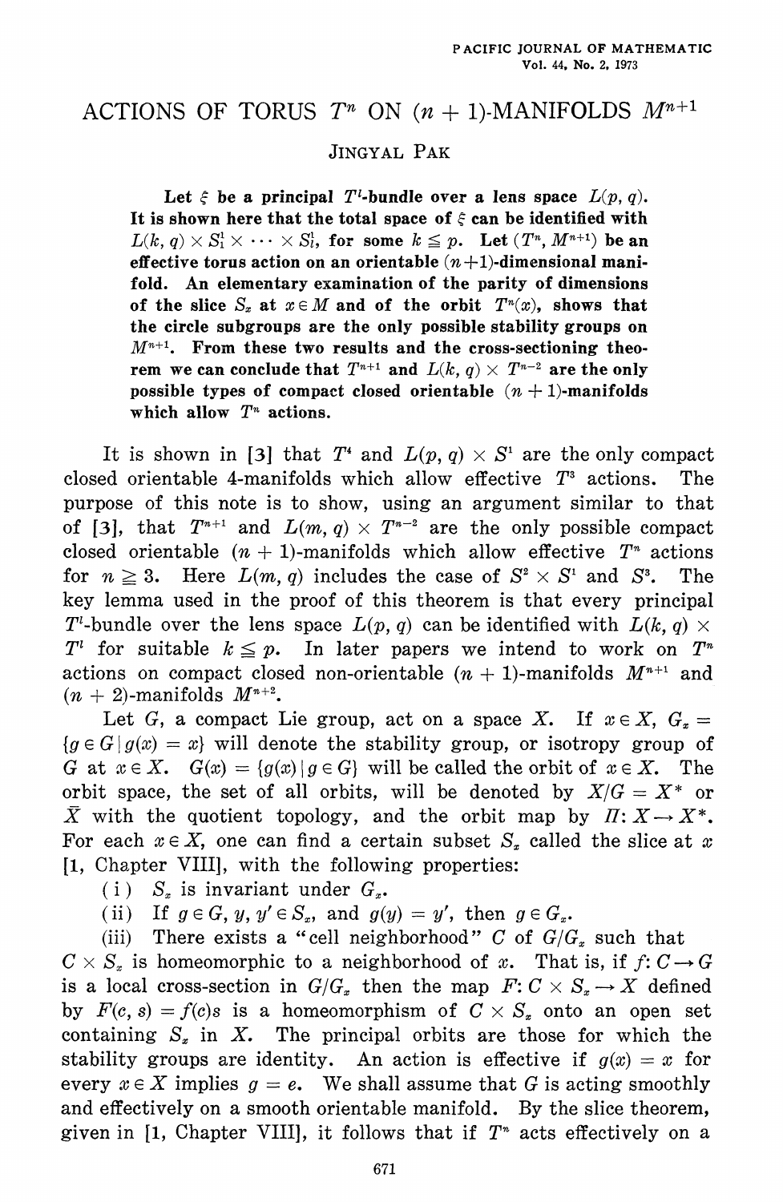# ACTIONS OF TORUS $T^n$ ON $(n+1)$-MANIFOLDS $M^{n+1}$

JINGYAL PAK

**Let $\xi$ be a principal $T^l$-bundle over a lens space $L(p, q)$. It is shown here that the total space of $\xi$ can be identified with $L(k, q) \times S_1^1 \times \cdots \times S_l^1$, for some $k \leq p$. Let $(T^n, M^{n+1})$ be an effective torus action on an orientable $(n+1)$-dimensional manifold. An elementary examination of the parity of dimensions of the slice $S_x$ at $x \in M$ and of the orbit $T^n(x)$, shows that the circle subgroups are the only possible stability groups on $M^{n+1}$. From these two results and the cross-sectioning theorem we can conclude that $T^{n+1}$ and $L(k, q) \times T^{n-2}$ are the only possible types of compact closed orientable $(n+1)$-manifolds which allow $T^n$ actions.**

It is shown in [3] that $T^4$ and $L(p, q) \times S^1$ are the only compact closed orientable 4-manifolds which allow effective $T^3$ actions. The purpose of this note is to show, using an argument similar to that of [3], that $T^{n+1}$ and $L(m, q) \times T^{n-2}$ are the only possible compact closed orientable $(n+1)$-manifolds which allow effective $T^n$ actions for $n \geqq 3$. Here $L(m, q)$ includes the case of $S^2 \times S^1$ and $S^3$. The key lemma used in the proof of this theorem is that every principal $T^l$-bundle over the lens space $L(p, q)$ can be identified with $L(k, q) \times T^l$ for suitable $k \leqq p$. In later papers we intend to work on $T^n$ actions on compact closed non-orientable $(n+1)$-manifolds $M^{n+1}$ and $(n+2)$-manifolds $M^{n+2}$.

Let $G$, a compact Lie group, act on a space $X$. If $x \in X$, $G_x = \{g \in G \mid g(x) = x\}$ will denote the stability group, or isotropy group of $G$ at $x \in X$. $G(x) = \{g(x) \mid g \in G\}$ will be called the orbit of $x \in X$. The orbit space, the set of all orbits, will be denoted by $X/G = X^*$ or $\bar{X}$ with the quotient topology, and the orbit map by $\Pi: X \to X^*$. For each $x \in X$, one can find a certain subset $S_x$ called the slice at $x$ [1, Chapter VIII], with the following properties:

(i) $S_x$ is invariant under $G_x$.

(ii) If $g \in G$, $y, y' \in S_x$, and $g(y) = y'$, then $g \in G_x$.

(iii) There exists a "cell neighborhood" $C$ of $G/G_x$ such that $C \times S_x$ is homeomorphic to a neighborhood of $x$. That is, if $f: C \to G$ is a local cross-section in $G/G_x$ then the map $F: C \times S_x \to X$ defined by $F(c, s) = f(c)s$ is a homeomorphism of $C \times S_x$ onto an open set containing $S_x$ in $X$. The principal orbits are those for which the stability groups are identity. An action is effective if $g(x) = x$ for every $x \in X$ implies $g = e$. We shall assume that $G$ is acting smoothly and effectively on a smooth orientable manifold. By the slice theorem, given in [1, Chapter VIII], it follows that if $T^n$ acts effectively on a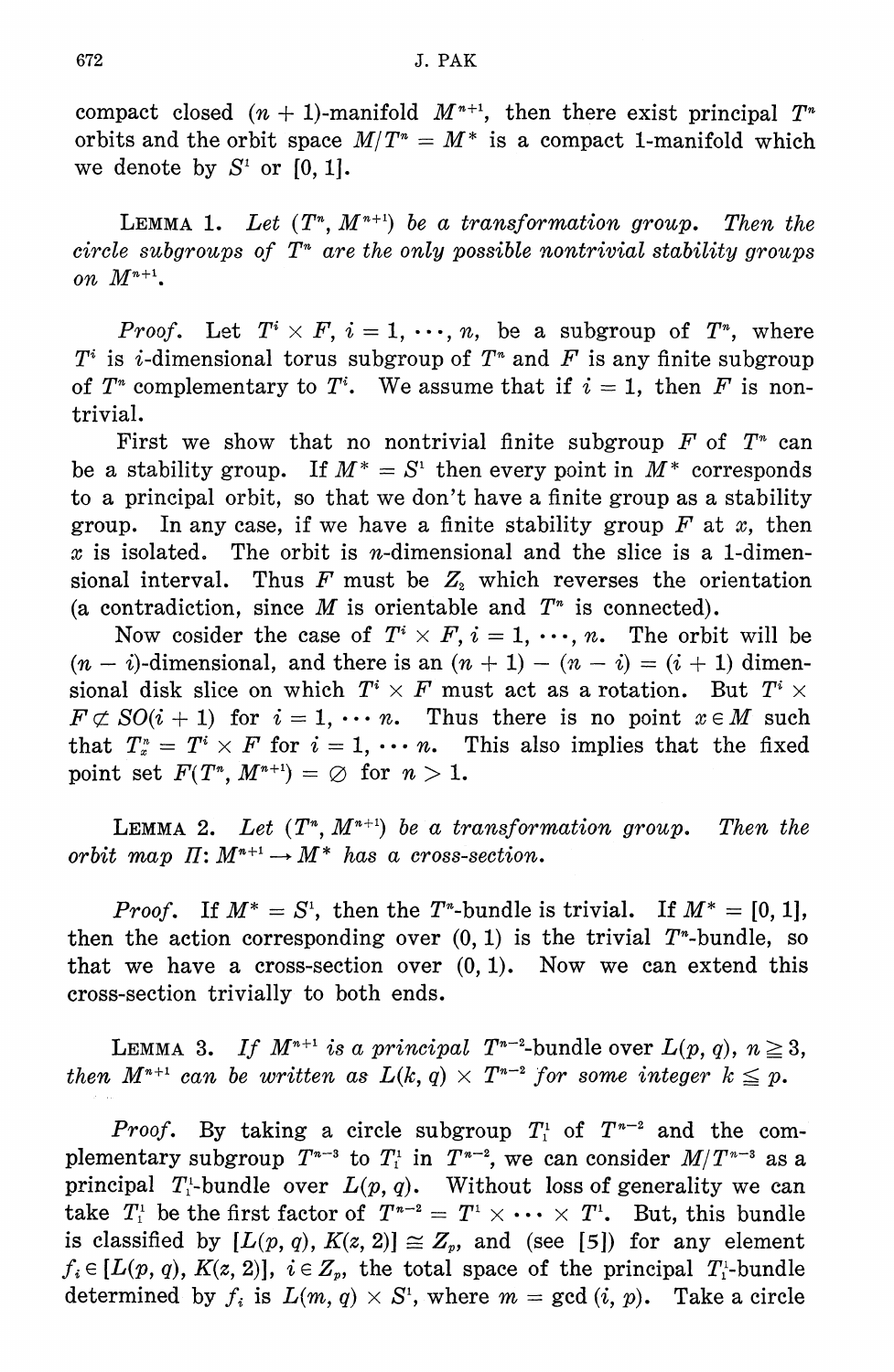compact closed $(n+1)$-manifold $M^{n+1}$, then there exist principal $T^n$ orbits and the orbit space $M/T^n = M^*$ is a compact 1-manifold which we denote by $S^1$ or $[0, 1]$.

LEMMA 1. *Let $(T^n, M^{n+1})$ be a transformation group. Then the circle subgroups of $T^n$ are the only possible nontrivial stability groups on $M^{n+1}$.*

*Proof.* Let $T^i \times F$, $i = 1, \cdots, n$, be a subgroup of $T^n$, where $T^i$ is $i$-dimensional torus subgroup of $T^n$ and $F$ is any finite subgroup of $T^n$ complementary to $T^i$. We assume that if $i = 1$, then $F$ is nontrivial.

First we show that no nontrivial finite subgroup $F$ of $T^n$ can be a stability group. If $M^* = S^1$ then every point in $M^*$ corresponds to a principal orbit, so that we don't have a finite group as a stability group. In any case, if we have a finite stability group $F$ at $x$, then $x$ is isolated. The orbit is $n$-dimensional and the slice is a 1-dimensional interval. Thus $F$ must be $Z_2$ which reverses the orientation (a contradiction, since $M$ is orientable and $T^n$ is connected).

Now cosider the case of $T^i \times F$, $i = 1, \cdots, n$. The orbit will be $(n-i)$-dimensional, and there is an $(n+1)-(n-i) = (i+1)$ dimensional disk slice on which $T^i \times F$ must act as a rotation. But $T^i \times F \not\subset SO(i+1)$ for $i = 1, \cdots n$. Thus there is no point $x \in M$ such that $T^n_x = T^i \times F$ for $i = 1, \cdots n$. This also implies that the fixed point set $F(T^n, M^{n+1}) = \varnothing$ for $n > 1$.

LEMMA 2. *Let $(T^n, M^{n+1})$ be a transformation group. Then the orbit map $\Pi\colon M^{n+1} \to M^*$ has a cross-section.*

*Proof.* If $M^* = S^1$, then the $T^n$-bundle is trivial. If $M^* = [0, 1]$, then the action corresponding over $(0, 1)$ is the trivial $T^n$-bundle, so that we have a cross-section over $(0, 1)$. Now we can extend this cross-section trivially to both ends.

LEMMA 3. *If $M^{n+1}$ is a principal $T^{n-2}$-bundle over $L(p, q)$, $n \geqq 3$, then $M^{n+1}$ can be written as $L(k, q) \times T^{n-2}$ for some integer $k \leqq p$.*

*Proof.* By taking a circle subgroup $T^1_1$ of $T^{n-2}$ and the complementary subgroup $T^{n-3}$ to $T^1_1$ in $T^{n-2}$, we can consider $M/T^{n-3}$ as a principal $T^1_1$-bundle over $L(p, q)$. Without loss of generality we can take $T^1_1$ be the first factor of $T^{n-2} = T^1 \times \cdots \times T^1$. But, this bundle is classified by $[L(p, q), K(z, 2)] \cong Z_p$, and (see [5]) for any element $f_i \in [L(p, q), K(z, 2)]$, $i \in Z_p$, the total space of the principal $T^1_1$-bundle determined by $f_i$ is $L(m, q) \times S^1$, where $m = \gcd(i, p)$. Take a circle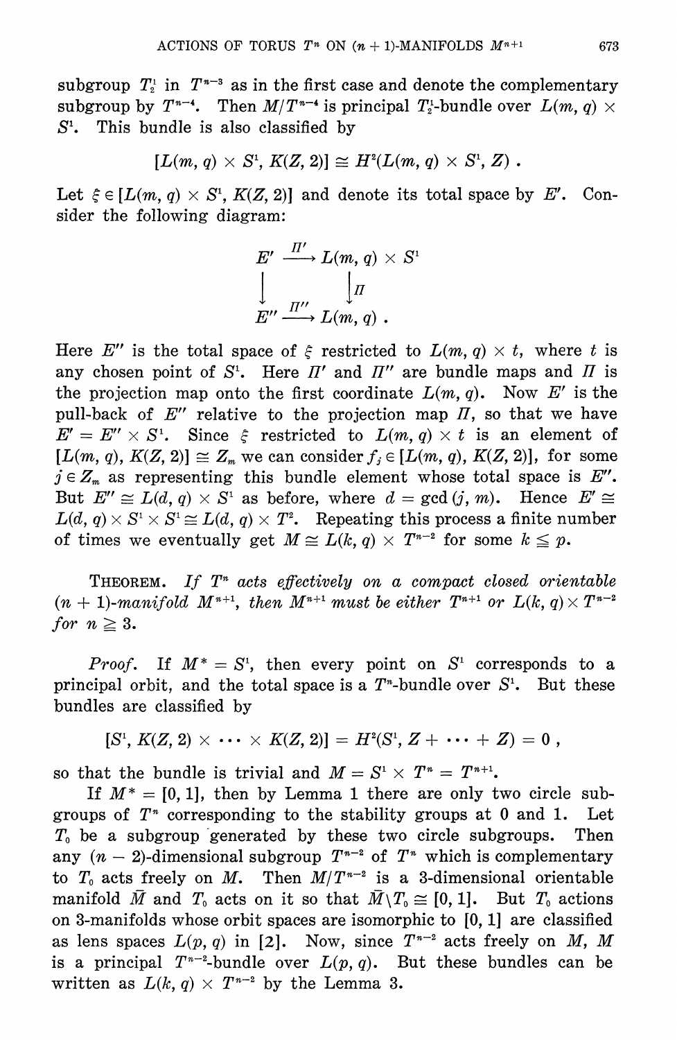subgroup $T_2^1$ in $T^{n-3}$ as in the first case and denote the complementary subgroup by $T^{n-4}$. Then $M/T^{n-4}$ is principal $T_2^1$-bundle over $L(m, q) \times S^1$. This bundle is also classified by

$$[L(m, q) \times S^1, K(Z, 2)] \cong H^2(L(m, q) \times S^1, Z) .$$

Let $\xi \in [L(m, q) \times S^1, K(Z, 2)]$ and denote its total space by $E'$. Consider the following diagram:

$$\begin{array}{ccc} E' & \xrightarrow{\Pi'} & L(m, q) \times S^1 \\ \downarrow & & \downarrow \Pi \\ E'' & \xrightarrow{\Pi''} & L(m, q) . \end{array}$$

Here $E''$ is the total space of $\xi$ restricted to $L(m, q) \times t$, where $t$ is any chosen point of $S^1$. Here $\Pi'$ and $\Pi''$ are bundle maps and $\Pi$ is the projection map onto the first coordinate $L(m, q)$. Now $E'$ is the pull-back of $E''$ relative to the projection map $\Pi$, so that we have $E' = E'' \times S^1$. Since $\xi$ restricted to $L(m, q) \times t$ is an element of $[L(m, q), K(Z, 2)] \cong Z_m$ we can consider $f_j \in [L(m, q), K(Z, 2)]$, for some $j \in Z_m$ as representing this bundle element whose total space is $E''$. But $E'' \cong L(d, q) \times S^1$ as before, where $d = \gcd(j, m)$. Hence $E' \cong L(d, q) \times S^1 \times S^1 \cong L(d, q) \times T^2$. Repeating this process a finite number of times we eventually get $M \cong L(k, q) \times T^{n-2}$ for some $k \leqq p$.

THEOREM. *If $T^n$ acts effectively on a compact closed orientable $(n+1)$-manifold $M^{n+1}$, then $M^{n+1}$ must be either $T^{n+1}$ or $L(k, q) \times T^{n-2}$ for $n \geqq 3$.*

*Proof.* If $M^* = S^1$, then every point on $S^1$ corresponds to a principal orbit, and the total space is a $T^n$-bundle over $S^1$. But these bundles are classified by

$$[S^1, K(Z, 2) \times \cdots \times K(Z, 2)] = H^2(S^1, Z + \cdots + Z) = 0 ,$$

so that the bundle is trivial and $M = S^1 \times T^n = T^{n+1}$.

If $M^* = [0, 1]$, then by Lemma 1 there are only two circle subgroups of $T^n$ corresponding to the stability groups at 0 and 1. Let $T_0$ be a subgroup generated by these two circle subgroups. Then any $(n-2)$-dimensional subgroup $T^{n-2}$ of $T^n$ which is complementary to $T_0$ acts freely on $M$. Then $M/T^{n-2}$ is a 3-dimensional orientable manifold $\bar{M}$ and $T_0$ acts on it so that $\bar{M} \backslash T_0 \cong [0, 1]$. But $T_0$ actions on 3-manifolds whose orbit spaces are isomorphic to $[0, 1]$ are classified as lens spaces $L(p, q)$ in [2]. Now, since $T^{n-2}$ acts freely on $M$, $M$ is a principal $T^{n-2}$-bundle over $L(p, q)$. But these bundles can be written as $L(k, q) \times T^{n-2}$ by the Lemma 3.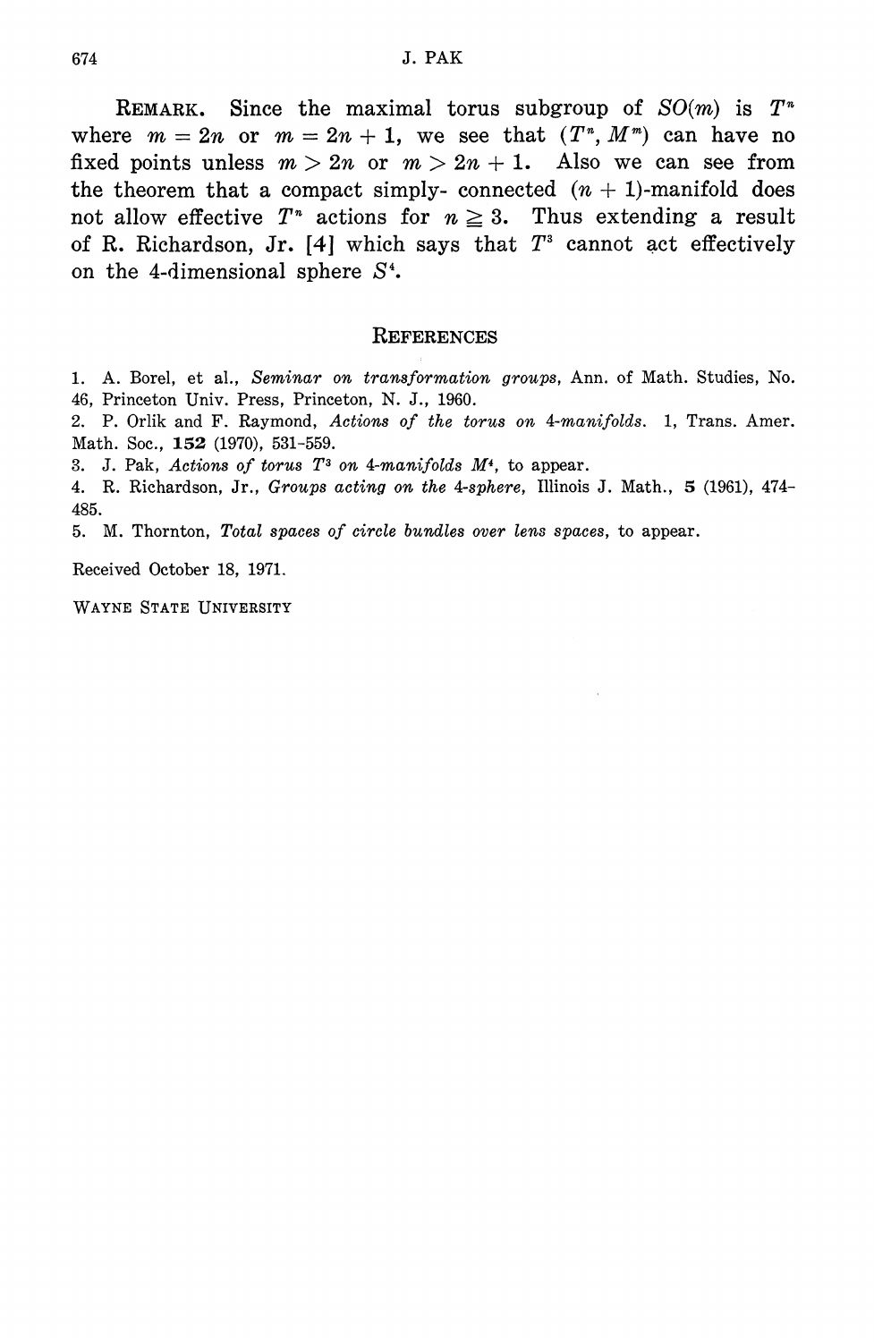**REMARK.** Since the maximal torus subgroup of $SO(m)$ is $T^n$ where $m = 2n$ or $m = 2n + 1$, we see that $(T^n, M^m)$ can have no fixed points unless $m > 2n$ or $m > 2n + 1$. Also we can see from the theorem that a compact simply- connected $(n + 1)$-manifold does not allow effective $T^n$ actions for $n \geqq 3$. Thus extending a result of R. Richardson, Jr. [4] which says that $T^3$ cannot act effectively on the 4-dimensional sphere $S^4$.

## REFERENCES

1. A. Borel, et al., *Seminar on transformation groups*, Ann. of Math. Studies, No. 46, Princeton Univ. Press, Princeton, N. J., 1960.
2. P. Orlik and F. Raymond, *Actions of the torus on 4-manifolds*. 1, Trans. Amer. Math. Soc., **152** (1970), 531-559.
3. J. Pak, *Actions of torus $T^3$ on 4-manifolds $M^4$*, to appear.
4. R. Richardson, Jr., *Groups acting on the 4-sphere*, Illinois J. Math., **5** (1961), 474-485.
5. M. Thornton, *Total spaces of circle bundles over lens spaces*, to appear.

Received October 18, 1971.

WAYNE STATE UNIVERSITY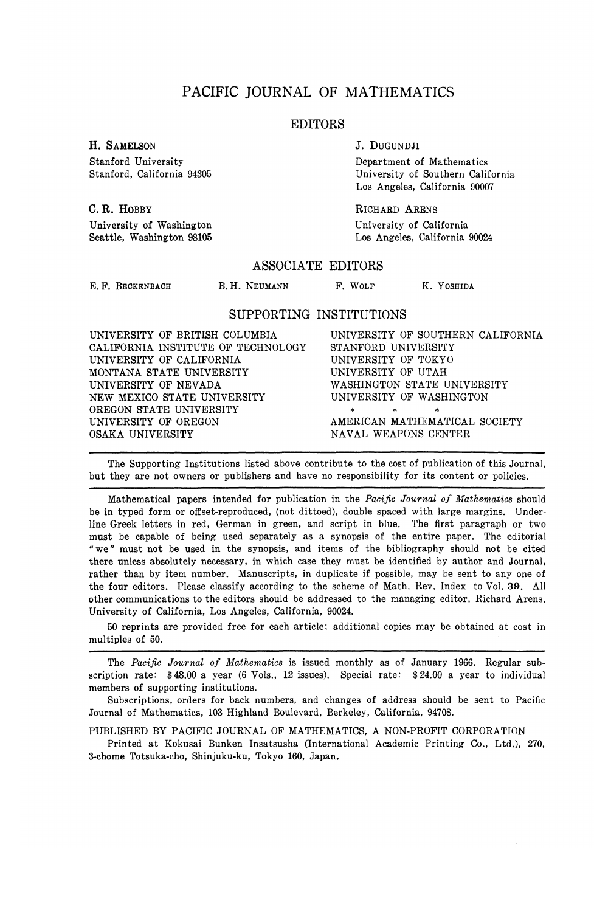# PACIFIC JOURNAL OF MATHEMATICS

## EDITORS

**H. SAMELSON**
Stanford University
Stanford, California 94305

**C. R. HOBBY**
University of Washington
Seattle, Washington 98105

**J. DUGUNDJI**
Department of Mathematics
University of Southern California
Los Angeles, California 90007

**RICHARD ARENS**
University of California
Los Angeles, California 90024

## ASSOCIATE EDITORS

E. F. BECKENBACH B. H. NEUMANN F. WOLF K. YOSHIDA

## SUPPORTING INSTITUTIONS

UNIVERSITY OF BRITISH COLUMBIA
CALIFORNIA INSTITUTE OF TECHNOLOGY
UNIVERSITY OF CALIFORNIA
MONTANA STATE UNIVERSITY
UNIVERSITY OF NEVADA
NEW MEXICO STATE UNIVERSITY
OREGON STATE UNIVERSITY
UNIVERSITY OF OREGON
OSAKA UNIVERSITY
UNIVERSITY OF SOUTHERN CALIFORNIA
STANFORD UNIVERSITY
UNIVERSITY OF TOKYO
UNIVERSITY OF UTAH
WASHINGTON STATE UNIVERSITY
UNIVERSITY OF WASHINGTON
\* \* \*
AMERICAN MATHEMATICAL SOCIETY
NAVAL WEAPONS CENTER

---

The Supporting Institutions listed above contribute to the cost of publication of this Journal, but they are not owners or publishers and have no responsibility for its content or policies.

---

Mathematical papers intended for publication in the *Pacific Journal of Mathematics* should be in typed form or offset-reproduced, (not dittoed), double spaced with large margins. Underline Greek letters in red, German in green, and script in blue. The first paragraph or two must be capable of being used separately as a synopsis of the entire paper. The editorial "we" must not be used in the synopsis, and items of the bibliography should not be cited there unless absolutely necessary, in which case they must be identified by author and Journal, rather than by item number. Manuscripts, in duplicate if possible, may be sent to any one of the four editors. Please classify according to the scheme of Math. Rev. Index to Vol. **39**. All other communications to the editors should be addressed to the managing editor, Richard Arens, University of California, Los Angeles, California, 90024.

50 reprints are provided free for each article; additional copies may be obtained at cost in multiples of 50.

---

The *Pacific Journal of Mathematics* is issued monthly as of January 1966. Regular subscription rate: $48.00 a year (6 Vols., 12 issues). Special rate: $24.00 a year to individual members of supporting institutions.

Subscriptions, orders for back numbers, and changes of address should be sent to Pacific Journal of Mathematics, 103 Highland Boulevard, Berkeley, California, 94708.

PUBLISHED BY PACIFIC JOURNAL OF MATHEMATICS, A NON-PROFIT CORPORATION

Printed at Kokusai Bunken Insatsusha (International Academic Printing Co., Ltd.), 270, 3-chome Totsuka-cho, Shinjuku-ku, Tokyo 160, Japan.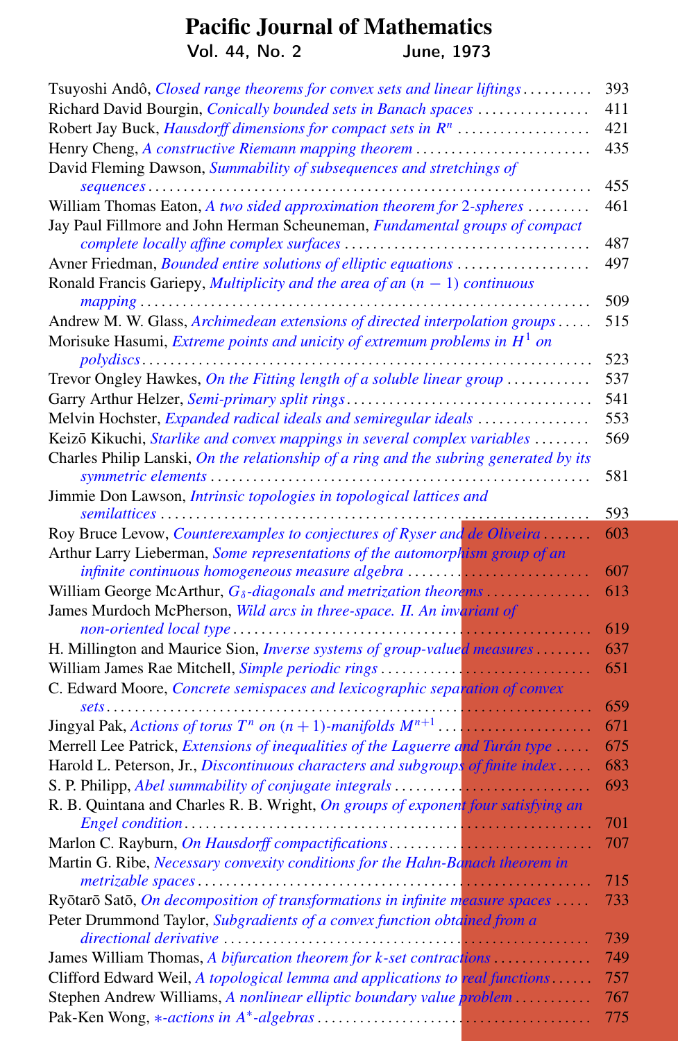# Pacific Journal of Mathematics

Vol. 44, No. 2 June, 1973

Tsuyoshi Andô, *Closed range theorems for convex sets and linear liftings* .......... 393

Richard David Bourgin, *Conically bounded sets in Banach spaces* .......... 411

Robert Jay Buck, *Hausdorff dimensions for compact sets in $R^n$* .......... 421

Henry Cheng, *A constructive Riemann mapping theorem* .......... 435

David Fleming Dawson, *Summability of subsequences and stretchings of sequences* .......... 455

William Thomas Eaton, *A two sided approximation theorem for 2-spheres* .......... 461

Jay Paul Fillmore and John Herman Scheuneman, *Fundamental groups of compact complete locally affine complex surfaces* .......... 487

Avner Friedman, *Bounded entire solutions of elliptic equations* .......... 497

Ronald Francis Gariepy, *Multiplicity and the area of an $(n-1)$ continuous mapping* .......... 509

Andrew M. W. Glass, *Archimedean extensions of directed interpolation groups* .......... 515

Morisuke Hasumi, *Extreme points and unicity of extremum problems in $H^1$ on polydiscs* .......... 523

Trevor Ongley Hawkes, *On the Fitting length of a soluble linear group* .......... 537

Garry Arthur Helzer, *Semi-primary split rings* .......... 541

Melvin Hochster, *Expanded radical ideals and semiregular ideals* .......... 553

Keizō Kikuchi, *Starlike and convex mappings in several complex variables* .......... 569

Charles Philip Lanski, *On the relationship of a ring and the subring generated by its symmetric elements* .......... 581

Jimmie Don Lawson, *Intrinsic topologies in topological lattices and semilattices* .......... 593

Roy Bruce Levow, *Counterexamples to conjectures of Ryser and de Oliveira* .......... 603

Arthur Larry Lieberman, *Some representations of the automorphism group of an infinite continuous homogeneous measure algebra* .......... 607

William George McArthur, *$G_\delta$-diagonals and metrization theorems* .......... 613

James Murdoch McPherson, *Wild arcs in three-space. II. An invariant of non-oriented local type* .......... 619

H. Millington and Maurice Sion, *Inverse systems of group-valued measures* .......... 637

William James Rae Mitchell, *Simple periodic rings* .......... 651

C. Edward Moore, *Concrete semispaces and lexicographic separation of convex sets* .......... 659

Jingyal Pak, *Actions of torus $T^n$ on $(n+1)$-manifolds $M^{n+1}$* .......... 671

Merrell Lee Patrick, *Extensions of inequalities of the Laguerre and Turán type* .......... 675

Harold L. Peterson, Jr., *Discontinuous characters and subgroups of finite index* .......... 683

S. P. Philipp, *Abel summability of conjugate integrals* .......... 693

R. B. Quintana and Charles R. B. Wright, *On groups of exponent four satisfying an Engel condition* .......... 701

Marlon C. Rayburn, *On Hausdorff compactifications* .......... 707

Martin G. Ribe, *Necessary convexity conditions for the Hahn-Banach theorem in metrizable spaces* .......... 715

Ryōtarō Satō, *On decomposition of transformations in infinite measure spaces* .......... 733

Peter Drummond Taylor, *Subgradients of a convex function obtained from a directional derivative* .......... 739

James William Thomas, *A bifurcation theorem for k-set contractions* .......... 749

Clifford Edward Weil, *A topological lemma and applications to real functions* .......... 757

Stephen Andrew Williams, *A nonlinear elliptic boundary value problem* .......... 767

Pak-Ken Wong, *$*$-actions in $A^*$-algebras* .......... 775